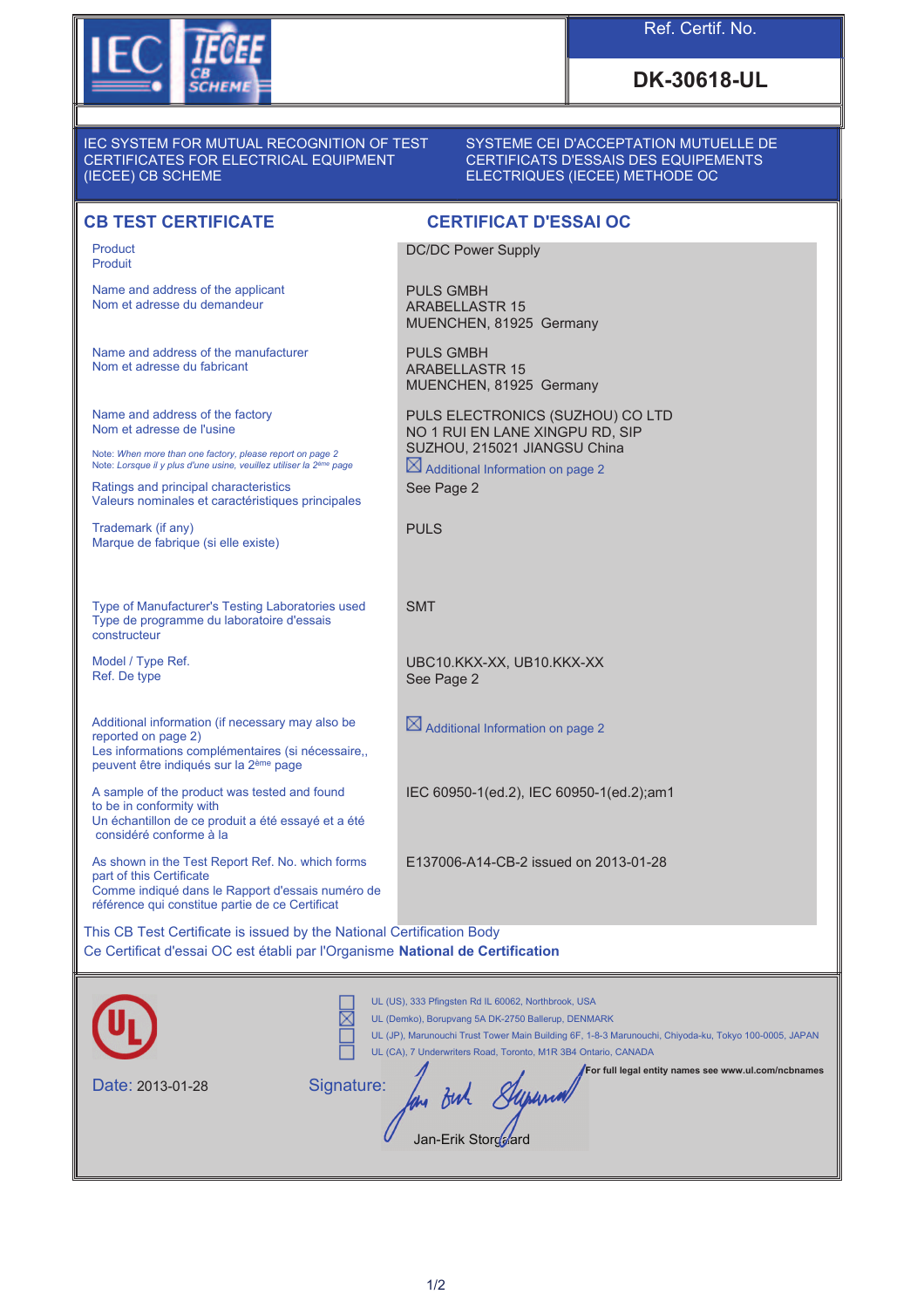**Ref. Certif. No.**

**DK-30618-UL**

IEC SYSTEM FOR MUTUAL RECOGNITION OF TEST CERTIFICATES FOR ELECTRICAL EQUIPMENT (IECEE) CB SCHEME

SYSTEME CEI D'ACCEPTATION MUTUELLE DE CERTIFICATS D'ESSAIS DES EQUIPEMENTS ELECTRIQUES (IECEE) METHODE OC

## CB TEST CERTIFICATE

## CERTIFICAT D'ESSAI OC

| | |
|---|---|
| Product<br>Produit | DC/DC Power Supply |
| Name and address of the applicant<br>Nom et adresse du demandeur | PULS GMBH<br>ARABELLASTR 15<br>MUENCHEN, 81925 Germany |
| Name and address of the manufacturer<br>Nom et adresse du fabricant | PULS GMBH<br>ARABELLASTR 15<br>MUENCHEN, 81925 Germany |
| Name and address of the factory<br>Nom et adresse de l'usine<br>Note: *When more than one factory, please report on page 2*<br>Note: *Lorsque il y plus d'une usine, veuillez utiliser la 2ème page* | PULS ELECTRONICS (SUZHOU) CO LTD<br>NO 1 RUI EN LANE XINGPU RD, SIP<br>SUZHOU, 215021 JIANGSU China<br>☒ Additional Information on page 2 |
| Ratings and principal characteristics<br>Valeurs nominales et caractéristiques principales | See Page 2 |
| Trademark (if any)<br>Marque de fabrique (si elle existe) | PULS |
| Type of Manufacturer's Testing Laboratories used<br>Type de programme du laboratoire d'essais constructeur | SMT |
| Model / Type Ref.<br>Ref. De type | UBC10.KKX-XX, UB10.KKX-XX<br>See Page 2 |
| Additional information (if necessary may also be reported on page 2)<br>Les informations complémentaires (si nécessaire,, peuvent être indiqués sur la 2ème page | ☒ Additional Information on page 2 |
| A sample of the product was tested and found to be in conformity with<br>Un échantillon de ce produit a été essayé et a été considéré conforme à la | IEC 60950-1(ed.2), IEC 60950-1(ed.2);am1 |
| As shown in the Test Report Ref. No. which forms part of this Certificate<br>Comme indiqué dans le Rapport d'essais numéro de référence qui constitue partie de ce Certificat | E137006-A14-CB-2 issued on 2013-01-28 |

This CB Test Certificate is issued by the National Certification Body
Ce Certificat d'essai OC est établi par l'Organisme **National de Certification**

☐ UL (US), 333 Pfingsten Rd IL 60062, Northbrook, USA
☒ UL (Demko), Borupvang 5A DK-2750 Ballerup, DENMARK
☐ UL (JP), Marunouchi Trust Tower Main Building 6F, 1-8-3 Marunouchi, Chiyoda-ku, Tokyo 100-0005, JAPAN
☐ UL (CA), 7 Underwriters Road, Toronto, M1R 3B4 Ontario, CANADA

**For full legal entity names see www.ul.com/ncbnames**

Date: 2013-01-28

Signature:

Jan-Erik Storgaard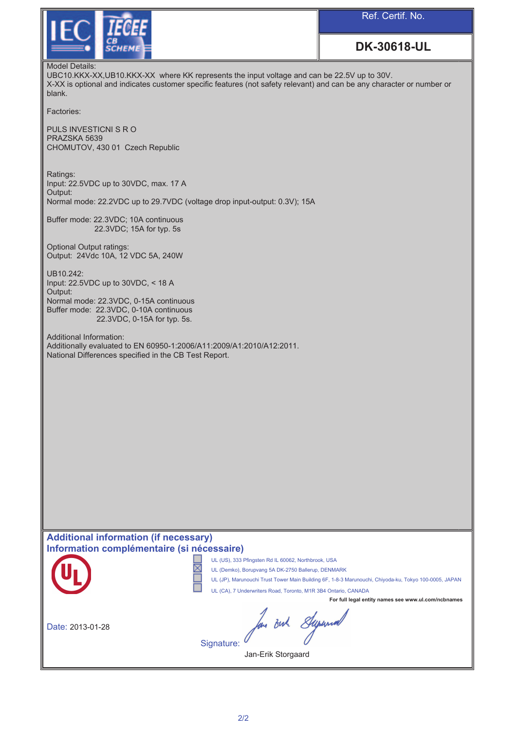Ref. Certif. No.

**DK-30618-UL**

Model Details:
UBC10.KKX-XX,UB10.KKX-XX where KK represents the input voltage and can be 22.5V up to 30V.
X-XX is optional and indicates customer specific features (not safety relevant) and can be any character or number or blank.

Factories:

PULS INVESTICNI S R O
PRAZSKA 5639
CHOMUTOV, 430 01 Czech Republic

Ratings:
Input: 22.5VDC up to 30VDC, max. 17 A
Output:
Normal mode: 22.2VDC up to 29.7VDC (voltage drop input-output: 0.3V); 15A

Buffer mode: 22.3VDC; 10A continuous
22.3VDC; 15A for typ. 5s

Optional Output ratings:
Output: 24Vdc 10A, 12 VDC 5A, 240W

UB10.242:
Input: 22.5VDC up to 30VDC, < 18 A
Output:
Normal mode: 22.3VDC, 0-15A continuous
Buffer mode: 22.3VDC, 0-10A continuous
22.3VDC, 0-15A for typ. 5s.

Additional Information:
Additionally evaluated to EN 60950-1:2006/A11:2009/A1:2010/A12:2011.
National Differences specified in the CB Test Report.

## Additional information (if necessary)
## Information complémentaire (si nécessaire)

- ☐ UL (US), 333 Pfingsten Rd IL 60062, Northbrook, USA
- ☒ UL (Demko), Borupvang 5A DK-2750 Ballerup, DENMARK
- ☐ UL (JP), Marunouchi Trust Tower Main Building 6F, 1-8-3 Marunouchi, Chiyoda-ku, Tokyo 100-0005, JAPAN
- ☐ UL (CA), 7 Underwriters Road, Toronto, M1R 3B4 Ontario, CANADA

**For full legal entity names see www.ul.com/ncbnames**

Date: 2013-01-28

Signature:

Jan-Erik Storgaard